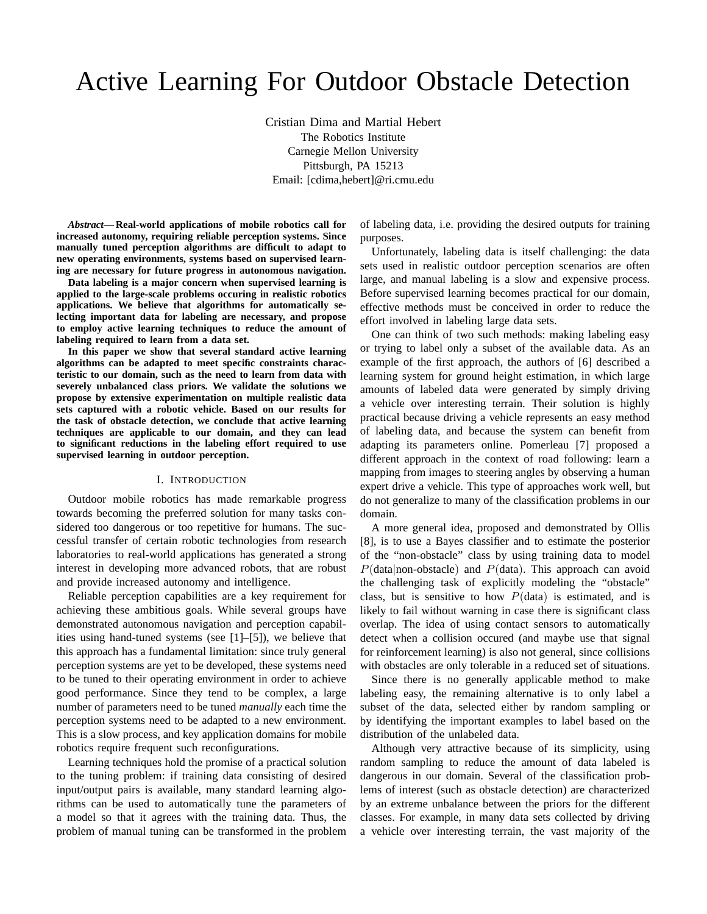# Active Learning For Outdoor Obstacle Detection

Cristian Dima and Martial Hebert
The Robotics Institute
Carnegie Mellon University
Pittsburgh, PA 15213
Email: [cdima,hebert]@ri.cmu.edu

***Abstract*— Real-world applications of mobile robotics call for increased autonomy, requiring reliable perception systems. Since manually tuned perception algorithms are difficult to adapt to new operating environments, systems based on supervised learning are necessary for future progress in autonomous navigation.**

**Data labeling is a major concern when supervised learning is applied to the large-scale problems occuring in realistic robotics applications. We believe that algorithms for automatically selecting important data for labeling are necessary, and propose to employ active learning techniques to reduce the amount of labeling required to learn from a data set.**

**In this paper we show that several standard active learning algorithms can be adapted to meet specific constraints characteristic to our domain, such as the need to learn from data with severely unbalanced class priors. We validate the solutions we propose by extensive experimentation on multiple realistic data sets captured with a robotic vehicle. Based on our results for the task of obstacle detection, we conclude that active learning techniques are applicable to our domain, and they can lead to significant reductions in the labeling effort required to use supervised learning in outdoor perception.**

## I. Introduction

Outdoor mobile robotics has made remarkable progress towards becoming the preferred solution for many tasks considered too dangerous or too repetitive for humans. The successful transfer of certain robotic technologies from research laboratories to real-world applications has generated a strong interest in developing more advanced robots, that are robust and provide increased autonomy and intelligence.

Reliable perception capabilities are a key requirement for achieving these ambitious goals. While several groups have demonstrated autonomous navigation and perception capabilities using hand-tuned systems (see [1]–[5]), we believe that this approach has a fundamental limitation: since truly general perception systems are yet to be developed, these systems need to be tuned to their operating environment in order to achieve good performance. Since they tend to be complex, a large number of parameters need to be tuned *manually* each time the perception systems need to be adapted to a new environment. This is a slow process, and key application domains for mobile robotics require frequent such reconfigurations.

Learning techniques hold the promise of a practical solution to the tuning problem: if training data consisting of desired input/output pairs is available, many standard learning algorithms can be used to automatically tune the parameters of a model so that it agrees with the training data. Thus, the problem of manual tuning can be transformed in the problem of labeling data, i.e. providing the desired outputs for training purposes.

Unfortunately, labeling data is itself challenging: the data sets used in realistic outdoor perception scenarios are often large, and manual labeling is a slow and expensive process. Before supervised learning becomes practical for our domain, effective methods must be conceived in order to reduce the effort involved in labeling large data sets.

One can think of two such methods: making labeling easy or trying to label only a subset of the available data. As an example of the first approach, the authors of [6] described a learning system for ground height estimation, in which large amounts of labeled data were generated by simply driving a vehicle over interesting terrain. Their solution is highly practical because driving a vehicle represents an easy method of labeling data, and because the system can benefit from adapting its parameters online. Pomerleau [7] proposed a different approach in the context of road following: learn a mapping from images to steering angles by observing a human expert drive a vehicle. This type of approaches work well, but do not generalize to many of the classification problems in our domain.

A more general idea, proposed and demonstrated by Ollis [8], is to use a Bayes classifier and to estimate the posterior of the "non-obstacle" class by using training data to model $P(\text{data}|\text{non-obstacle})$ and $P(\text{data})$. This approach can avoid the challenging task of explicitly modeling the "obstacle" class, but is sensitive to how $P(\text{data})$ is estimated, and is likely to fail without warning in case there is significant class overlap. The idea of using contact sensors to automatically detect when a collision occured (and maybe use that signal for reinforcement learning) is also not general, since collisions with obstacles are only tolerable in a reduced set of situations.

Since there is no generally applicable method to make labeling easy, the remaining alternative is to only label a subset of the data, selected either by random sampling or by identifying the important examples to label based on the distribution of the unlabeled data.

Although very attractive because of its simplicity, using random sampling to reduce the amount of data labeled is dangerous in our domain. Several of the classification problems of interest (such as obstacle detection) are characterized by an extreme unbalance between the priors for the different classes. For example, in many data sets collected by driving a vehicle over interesting terrain, the vast majority of the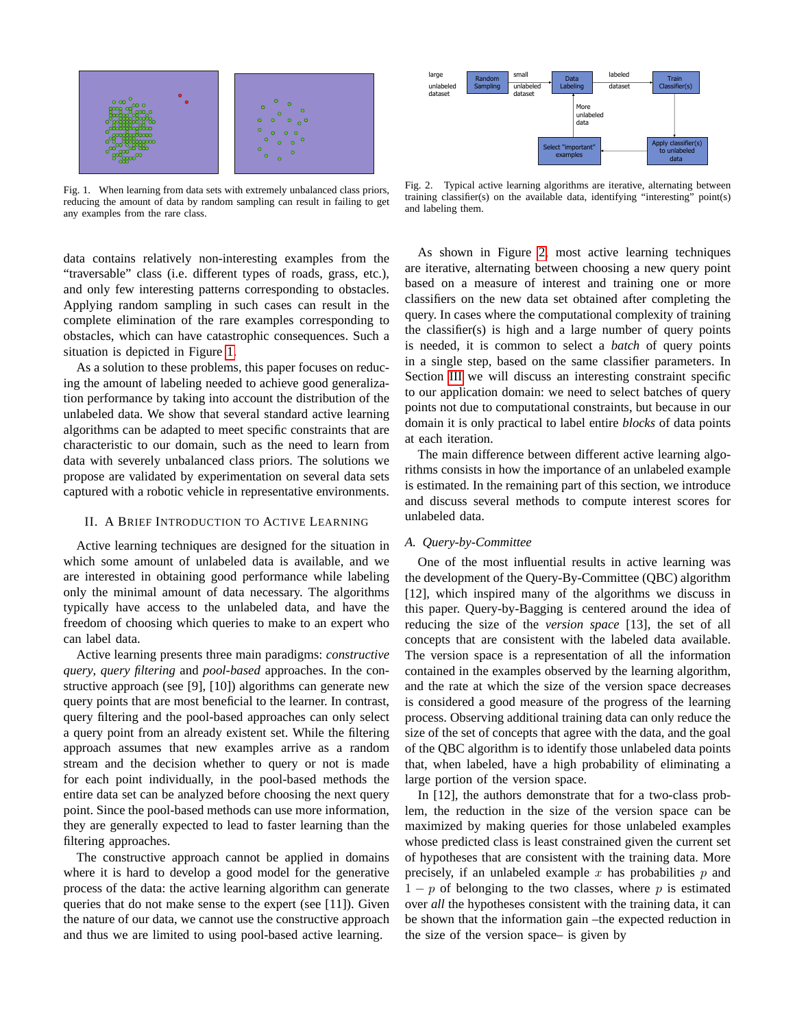Fig. 1. When learning from data sets with extremely unbalanced class priors, reducing the amount of data by random sampling can result in failing to get any examples from the rare class.

Fig. 2. Typical active learning algorithms are iterative, alternating between training classifier(s) on the available data, identifying "interesting" point(s) and labeling them.

data contains relatively non-interesting examples from the "traversable" class (i.e. different types of roads, grass, etc.), and only few interesting patterns corresponding to obstacles. Applying random sampling in such cases can result in the complete elimination of the rare examples corresponding to obstacles, which can have catastrophic consequences. Such a situation is depicted in Figure 1.

As a solution to these problems, this paper focuses on reducing the amount of labeling needed to achieve good generalization performance by taking into account the distribution of the unlabeled data. We show that several standard active learning algorithms can be adapted to meet specific constraints that are characteristic to our domain, such as the need to learn from data with severely unbalanced class priors. The solutions we propose are validated by experimentation on several data sets captured with a robotic vehicle in representative environments.

## II. A Brief Introduction to Active Learning

Active learning techniques are designed for the situation in which some amount of unlabeled data is available, and we are interested in obtaining good performance while labeling only the minimal amount of data necessary. The algorithms typically have access to the unlabeled data, and have the freedom of choosing which queries to make to an expert who can label data.

Active learning presents three main paradigms: *constructive query*, *query filtering* and *pool-based* approaches. In the constructive approach (see [9], [10]) algorithms can generate new query points that are most beneficial to the learner. In contrast, query filtering and the pool-based approaches can only select a query point from an already existent set. While the filtering approach assumes that new examples arrive as a random stream and the decision whether to query or not is made for each point individually, in the pool-based methods the entire data set can be analyzed before choosing the next query point. Since the pool-based methods can use more information, they are generally expected to lead to faster learning than the filtering approaches.

The constructive approach cannot be applied in domains where it is hard to develop a good model for the generative process of the data: the active learning algorithm can generate queries that do not make sense to the expert (see [11]). Given the nature of our data, we cannot use the constructive approach and thus we are limited to using pool-based active learning.

As shown in Figure 2, most active learning techniques are iterative, alternating between choosing a new query point based on a measure of interest and training one or more classifiers on the new data set obtained after completing the query. In cases where the computational complexity of training the classifier(s) is high and a large number of query points is needed, it is common to select a *batch* of query points in a single step, based on the same classifier parameters. In Section III we will discuss an interesting constraint specific to our application domain: we need to select batches of query points not due to computational constraints, but because in our domain it is only practical to label entire *blocks* of data points at each iteration.

The main difference between different active learning algorithms consists in how the importance of an unlabeled example is estimated. In the remaining part of this section, we introduce and discuss several methods to compute interest scores for unlabeled data.

### A. Query-by-Committee

One of the most influential results in active learning was the development of the Query-By-Committee (QBC) algorithm [12], which inspired many of the algorithms we discuss in this paper. Query-by-Bagging is centered around the idea of reducing the size of the *version space* [13], the set of all concepts that are consistent with the labeled data available. The version space is a representation of all the information contained in the examples observed by the learning algorithm, and the rate at which the size of the version space decreases is considered a good measure of the progress of the learning process. Observing additional training data can only reduce the size of the set of concepts that agree with the data, and the goal of the QBC algorithm is to identify those unlabeled data points that, when labeled, have a high probability of eliminating a large portion of the version space.

In [12], the authors demonstrate that for a two-class problem, the reduction in the size of the version space can be maximized by making queries for those unlabeled examples whose predicted class is least constrained given the current set of hypotheses that are consistent with the training data. More precisely, if an unlabeled example $x$ has probabilities $p$ and $1-p$ of belonging to the two classes, where $p$ is estimated over *all* the hypotheses consistent with the training data, it can be shown that the information gain –the expected reduction in the size of the version space– is given by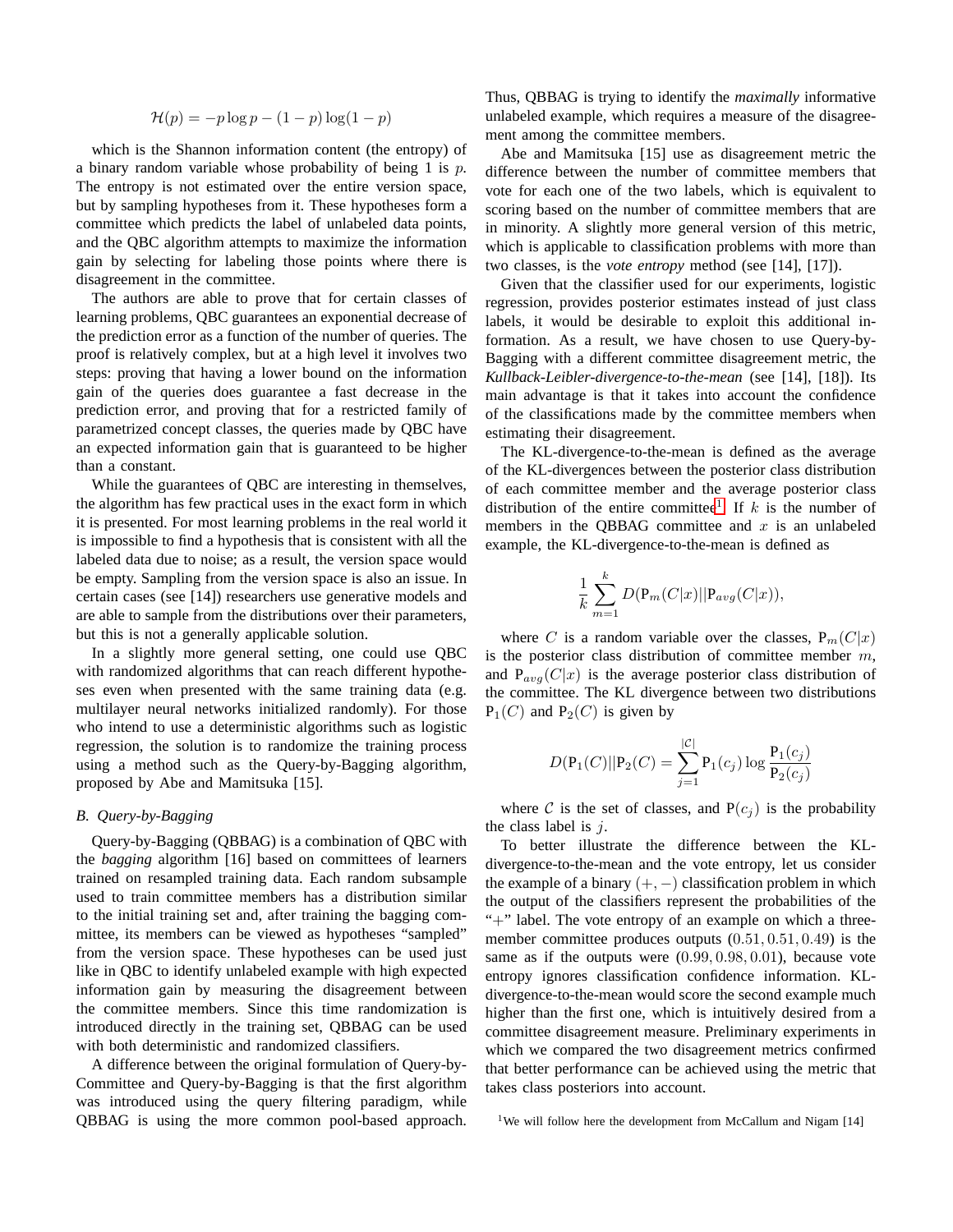$$\mathcal{H}(p) = -p \log p - (1-p) \log(1-p)$$

which is the Shannon information content (the entropy) of a binary random variable whose probability of being 1 is $p$. The entropy is not estimated over the entire version space, but by sampling hypotheses from it. These hypotheses form a committee which predicts the label of unlabeled data points, and the QBC algorithm attempts to maximize the information gain by selecting for labeling those points where there is disagreement in the committee.

The authors are able to prove that for certain classes of learning problems, QBC guarantees an exponential decrease of the prediction error as a function of the number of queries. The proof is relatively complex, but at a high level it involves two steps: proving that having a lower bound on the information gain of the queries does guarantee a fast decrease in the prediction error, and proving that for a restricted family of parametrized concept classes, the queries made by QBC have an expected information gain that is guaranteed to be higher than a constant.

While the guarantees of QBC are interesting in themselves, the algorithm has few practical uses in the exact form in which it is presented. For most learning problems in the real world it is impossible to find a hypothesis that is consistent with all the labeled data due to noise; as a result, the version space would be empty. Sampling from the version space is also an issue. In certain cases (see [14]) researchers use generative models and are able to sample from the distributions over their parameters, but this is not a generally applicable solution.

In a slightly more general setting, one could use QBC with randomized algorithms that can reach different hypotheses even when presented with the same training data (e.g. multilayer neural networks initialized randomly). For those who intend to use a deterministic algorithms such as logistic regression, the solution is to randomize the training process using a method such as the Query-by-Bagging algorithm, proposed by Abe and Mamitsuka [15].

### B. Query-by-Bagging

Query-by-Bagging (QBBAG) is a combination of QBC with the *bagging* algorithm [16] based on committees of learners trained on resampled training data. Each random subsample used to train committee members has a distribution similar to the initial training set and, after training the bagging committee, its members can be viewed as hypotheses "sampled" from the version space. These hypotheses can be used just like in QBC to identify unlabeled example with high expected information gain by measuring the disagreement between the committee members. Since this time randomization is introduced directly in the training set, QBBAG can be used with both deterministic and randomized classifiers.

A difference between the original formulation of Query-by-Committee and Query-by-Bagging is that the first algorithm was introduced using the query filtering paradigm, while QBBAG is using the more common pool-based approach. Thus, QBBAG is trying to identify the *maximally* informative unlabeled example, which requires a measure of the disagreement among the committee members.

Abe and Mamitsuka [15] use as disagreement metric the difference between the number of committee members that vote for each one of the two labels, which is equivalent to scoring based on the number of committee members that are in minority. A slightly more general version of this metric, which is applicable to classification problems with more than two classes, is the *vote entropy* method (see [14], [17]).

Given that the classifier used for our experiments, logistic regression, provides posterior estimates instead of just class labels, it would be desirable to exploit this additional information. As a result, we have chosen to use Query-by-Bagging with a different committee disagreement metric, the *Kullback-Leibler-divergence-to-the-mean* (see [14], [18]). Its main advantage is that it takes into account the confidence of the classifications made by the committee members when estimating their disagreement.

The KL-divergence-to-the-mean is defined as the average of the KL-divergences between the posterior class distribution of each committee member and the average posterior class distribution of the entire committee[1]. If $k$ is the number of members in the QBBAG committee and $x$ is an unlabeled example, the KL-divergence-to-the-mean is defined as

$$\frac{1}{k} \sum_{m=1}^{k} D(\mathrm{P}_m(C|x) || \mathrm{P}_{avg}(C|x)),$$

where $C$ is a random variable over the classes, $\mathrm{P}_m(C|x)$ is the posterior class distribution of committee member $m$, and $\mathrm{P}_{avg}(C|x)$ is the average posterior class distribution of the committee. The KL divergence between two distributions $\mathrm{P}_1(C)$ and $\mathrm{P}_2(C)$ is given by

$$D(\mathrm{P}_1(C)||\mathrm{P}_2(C)) = \sum_{j=1}^{|\mathcal{C}|} \mathrm{P}_1(c_j) \log \frac{\mathrm{P}_1(c_j)}{\mathrm{P}_2(c_j)}$$

where $\mathcal{C}$ is the set of classes, and $\mathrm{P}(c_j)$ is the probability the class label is $j$.

To better illustrate the difference between the KL-divergence-to-the-mean and the vote entropy, let us consider the example of a binary $(+,-)$ classification problem in which the output of the classifiers represent the probabilities of the "+" label. The vote entropy of an example on which a three-member committee produces outputs $(0.51, 0.51, 0.49)$ is the same as if the outputs were $(0.99, 0.98, 0.01)$, because vote entropy ignores classification confidence information. KL-divergence-to-the-mean would score the second example much higher than the first one, which is intuitively desired from a committee disagreement measure. Preliminary experiments in which we compared the two disagreement metrics confirmed that better performance can be achieved using the metric that takes class posteriors into account.

[1] We will follow here the development from McCallum and Nigam [14]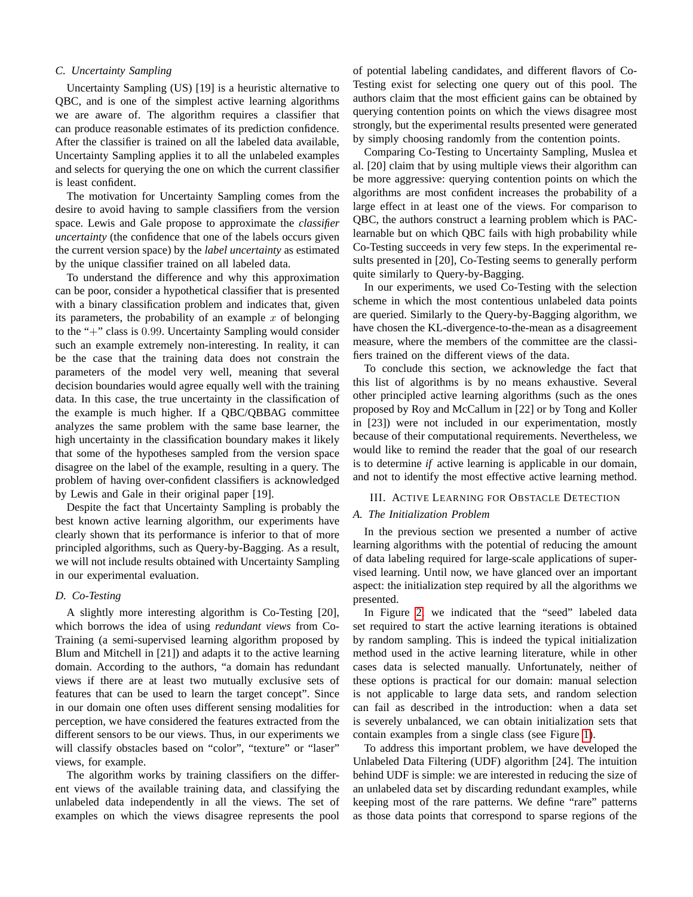### C. Uncertainty Sampling

Uncertainty Sampling (US) [19] is a heuristic alternative to QBC, and is one of the simplest active learning algorithms we are aware of. The algorithm requires a classifier that can produce reasonable estimates of its prediction confidence. After the classifier is trained on all the labeled data available, Uncertainty Sampling applies it to all the unlabeled examples and selects for querying the one on which the current classifier is least confident.

The motivation for Uncertainty Sampling comes from the desire to avoid having to sample classifiers from the version space. Lewis and Gale propose to approximate the *classifier uncertainty* (the confidence that one of the labels occurs given the current version space) by the *label uncertainty* as estimated by the unique classifier trained on all labeled data.

To understand the difference and why this approximation can be poor, consider a hypothetical classifier that is presented with a binary classification problem and indicates that, given its parameters, the probability of an example $x$ of belonging to the "$+$" class is $0.99$. Uncertainty Sampling would consider such an example extremely non-interesting. In reality, it can be the case that the training data does not constrain the parameters of the model very well, meaning that several decision boundaries would agree equally well with the training data. In this case, the true uncertainty in the classification of the example is much higher. If a QBC/QBBAG committee analyzes the same problem with the same base learner, the high uncertainty in the classification boundary makes it likely that some of the hypotheses sampled from the version space disagree on the label of the example, resulting in a query. The problem of having over-confident classifiers is acknowledged by Lewis and Gale in their original paper [19].

Despite the fact that Uncertainty Sampling is probably the best known active learning algorithm, our experiments have clearly shown that its performance is inferior to that of more principled algorithms, such as Query-by-Bagging. As a result, we will not include results obtained with Uncertainty Sampling in our experimental evaluation.

### D. Co-Testing

A slightly more interesting algorithm is Co-Testing [20], which borrows the idea of using *redundant views* from Co-Training (a semi-supervised learning algorithm proposed by Blum and Mitchell in [21]) and adapts it to the active learning domain. According to the authors, "a domain has redundant views if there are at least two mutually exclusive sets of features that can be used to learn the target concept". Since in our domain one often uses different sensing modalities for perception, we have considered the features extracted from the different sensors to be our views. Thus, in our experiments we will classify obstacles based on "color", "texture" or "laser" views, for example.

The algorithm works by training classifiers on the different views of the available training data, and classifying the unlabeled data independently in all the views. The set of examples on which the views disagree represents the pool of potential labeling candidates, and different flavors of Co-Testing exist for selecting one query out of this pool. The authors claim that the most efficient gains can be obtained by querying contention points on which the views disagree most strongly, but the experimental results presented were generated by simply choosing randomly from the contention points.

Comparing Co-Testing to Uncertainty Sampling, Muslea et al. [20] claim that by using multiple views their algorithm can be more aggressive: querying contention points on which the algorithms are most confident increases the probability of a large effect in at least one of the views. For comparison to QBC, the authors construct a learning problem which is PAC-learnable but on which QBC fails with high probability while Co-Testing succeeds in very few steps. In the experimental results presented in [20], Co-Testing seems to generally perform quite similarly to Query-by-Bagging.

In our experiments, we used Co-Testing with the selection scheme in which the most contentious unlabeled data points are queried. Similarly to the Query-by-Bagging algorithm, we have chosen the KL-divergence-to-the-mean as a disagreement measure, where the members of the committee are the classifiers trained on the different views of the data.

To conclude this section, we acknowledge the fact that this list of algorithms is by no means exhaustive. Several other principled active learning algorithms (such as the ones proposed by Roy and McCallum in [22] or by Tong and Koller in [23]) were not included in our experimentation, mostly because of their computational requirements. Nevertheless, we would like to remind the reader that the goal of our research is to determine *if* active learning is applicable in our domain, and not to identify the most effective active learning method.

## III. Active Learning for Obstacle Detection

### A. The Initialization Problem

In the previous section we presented a number of active learning algorithms with the potential of reducing the amount of data labeling required for large-scale applications of supervised learning. Until now, we have glanced over an important aspect: the initialization step required by all the algorithms we presented.

In Figure 2 we indicated that the "seed" labeled data set required to start the active learning iterations is obtained by random sampling. This is indeed the typical initialization method used in the active learning literature, while in other cases data is selected manually. Unfortunately, neither of these options is practical for our domain: manual selection is not applicable to large data sets, and random selection can fail as described in the introduction: when a data set is severely unbalanced, we can obtain initialization sets that contain examples from a single class (see Figure 1).

To address this important problem, we have developed the Unlabeled Data Filtering (UDF) algorithm [24]. The intuition behind UDF is simple: we are interested in reducing the size of an unlabeled data set by discarding redundant examples, while keeping most of the rare patterns. We define "rare" patterns as those data points that correspond to sparse regions of the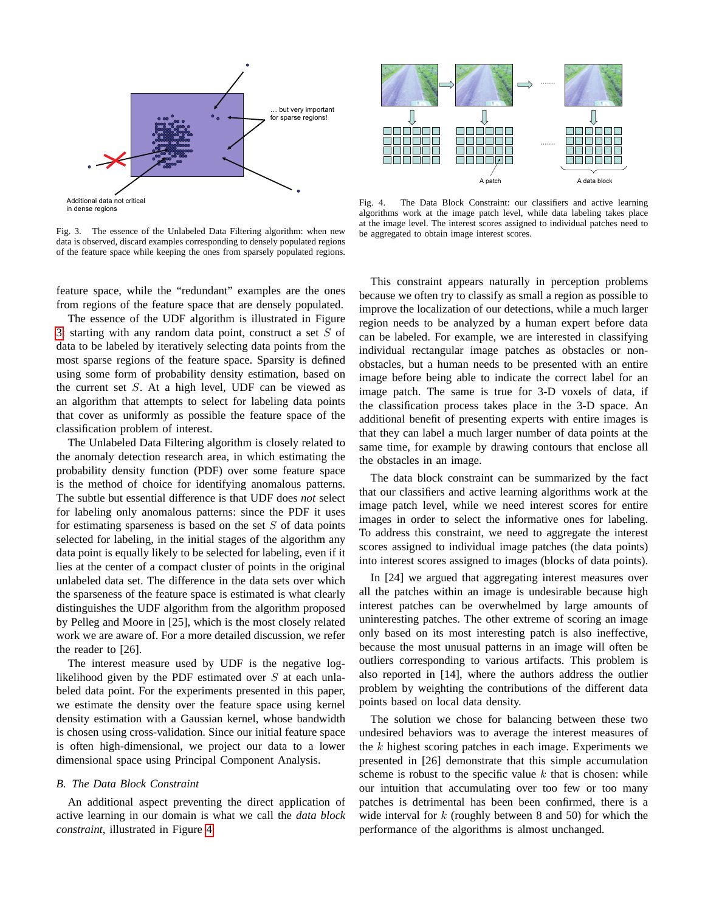Fig. 3. The essence of the Unlabeled Data Filtering algorithm: when new data is observed, discard examples corresponding to densely populated regions of the feature space while keeping the ones from sparsely populated regions.

Fig. 4. The Data Block Constraint: our classifiers and active learning algorithms work at the image patch level, while data labeling takes place at the image level. The interest scores assigned to individual patches need to be aggregated to obtain image interest scores.

feature space, while the "redundant" examples are the ones from regions of the feature space that are densely populated.

The essence of the UDF algorithm is illustrated in Figure 3: starting with any random data point, construct a set $S$ of data to be labeled by iteratively selecting data points from the most sparse regions of the feature space. Sparsity is defined using some form of probability density estimation, based on the current set $S$. At a high level, UDF can be viewed as an algorithm that attempts to select for labeling data points that cover as uniformly as possible the feature space of the classification problem of interest.

The Unlabeled Data Filtering algorithm is closely related to the anomaly detection research area, in which estimating the probability density function (PDF) over some feature space is the method of choice for identifying anomalous patterns. The subtle but essential difference is that UDF does *not* select for labeling only anomalous patterns: since the PDF it uses for estimating sparseness is based on the set $S$ of data points selected for labeling, in the initial stages of the algorithm any data point is equally likely to be selected for labeling, even if it lies at the center of a compact cluster of points in the original unlabeled data set. The difference in the data sets over which the sparseness of the feature space is estimated is what clearly distinguishes the UDF algorithm from the algorithm proposed by Pelleg and Moore in [25], which is the most closely related work we are aware of. For a more detailed discussion, we refer the reader to [26].

The interest measure used by UDF is the negative log-likelihood given by the PDF estimated over $S$ at each unlabeled data point. For the experiments presented in this paper, we estimate the density over the feature space using kernel density estimation with a Gaussian kernel, whose bandwidth is chosen using cross-validation. Since our initial feature space is often high-dimensional, we project our data to a lower dimensional space using Principal Component Analysis.

### B. The Data Block Constraint

An additional aspect preventing the direct application of active learning in our domain is what we call the *data block constraint*, illustrated in Figure 4.

This constraint appears naturally in perception problems because we often try to classify as small a region as possible to improve the localization of our detections, while a much larger region needs to be analyzed by a human expert before data can be labeled. For example, we are interested in classifying individual rectangular image patches as obstacles or non-obstacles, but a human needs to be presented with an entire image before being able to indicate the correct label for an image patch. The same is true for 3-D voxels of data, if the classification process takes place in the 3-D space. An additional benefit of presenting experts with entire images is that they can label a much larger number of data points at the same time, for example by drawing contours that enclose all the obstacles in an image.

The data block constraint can be summarized by the fact that our classifiers and active learning algorithms work at the image patch level, while we need interest scores for entire images in order to select the informative ones for labeling. To address this constraint, we need to aggregate the interest scores assigned to individual image patches (the data points) into interest scores assigned to images (blocks of data points).

In [24] we argued that aggregating interest measures over all the patches within an image is undesirable because high interest patches can be overwhelmed by large amounts of uninteresting patches. The other extreme of scoring an image only based on its most interesting patch is also ineffective, because the most unusual patterns in an image will often be outliers corresponding to various artifacts. This problem is also reported in [14], where the authors address the outlier problem by weighting the contributions of the different data points based on local data density.

The solution we chose for balancing between these two undesired behaviors was to average the interest measures of the $k$ highest scoring patches in each image. Experiments we presented in [26] demonstrate that this simple accumulation scheme is robust to the specific value $k$ that is chosen: while our intuition that accumulating over too few or too many patches is detrimental has been been confirmed, there is a wide interval for $k$ (roughly between 8 and 50) for which the performance of the algorithms is almost unchanged.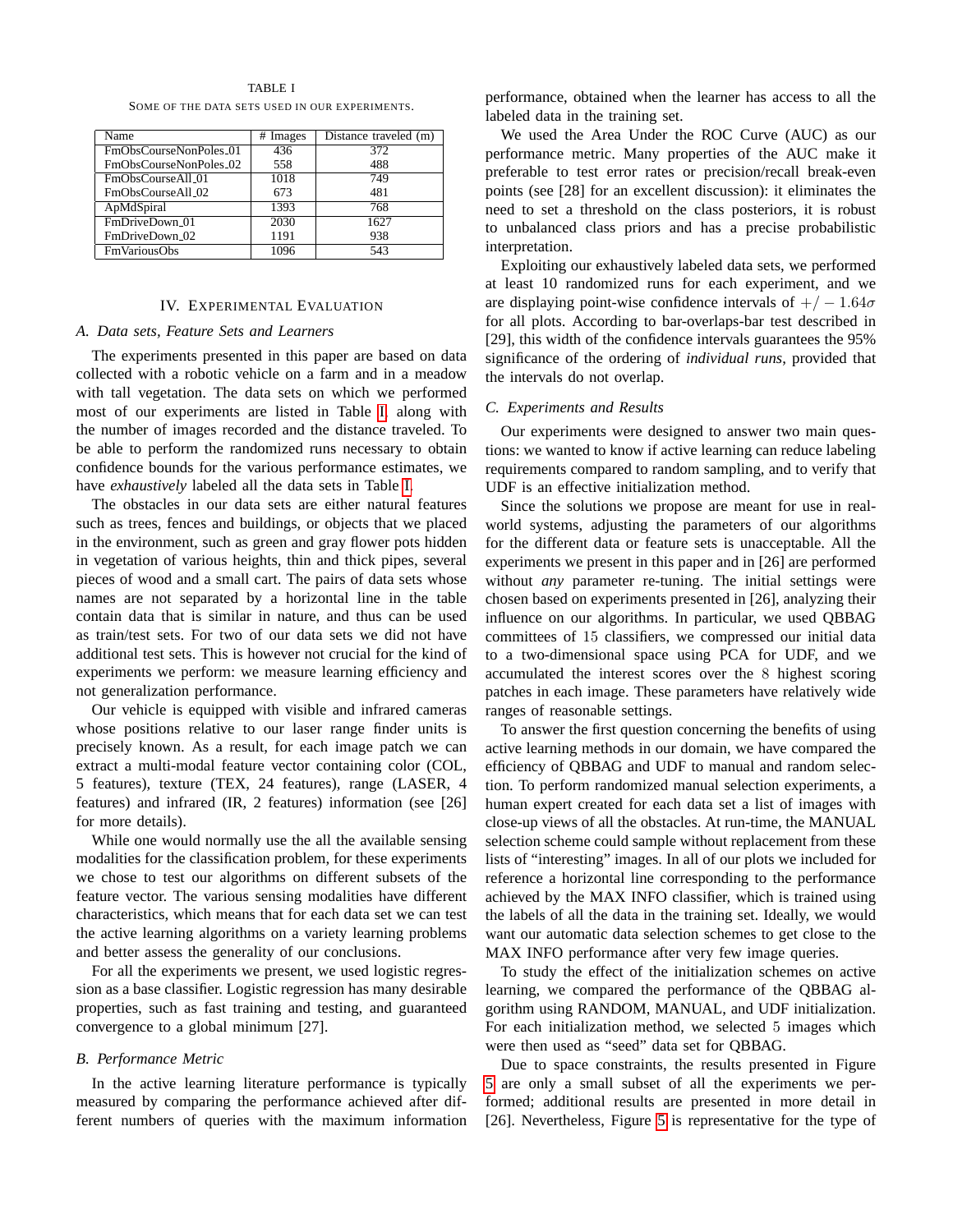TABLE I

SOME OF THE DATA SETS USED IN OUR EXPERIMENTS.

| Name | # Images | Distance traveled (m) |
|---|---|---|
| FmObsCourseNonPoles_01 | 436 | 372 |
| FmObsCourseNonPoles_02 | 558 | 488 |
| FmObsCourseAll_01 | 1018 | 749 |
| FmObsCourseAll_02 | 673 | 481 |
| ApMdSpiral | 1393 | 768 |
| FmDriveDown_01 | 2030 | 1627 |
| FmDriveDown_02 | 1191 | 938 |
| FmVariousObs | 1096 | 543 |

## IV. EXPERIMENTAL EVALUATION

### A. Data sets, Feature Sets and Learners

The experiments presented in this paper are based on data collected with a robotic vehicle on a farm and in a meadow with tall vegetation. The data sets on which we performed most of our experiments are listed in Table I along with the number of images recorded and the distance traveled. To be able to perform the randomized runs necessary to obtain confidence bounds for the various performance estimates, we have *exhaustively* labeled all the data sets in Table I.

The obstacles in our data sets are either natural features such as trees, fences and buildings, or objects that we placed in the environment, such as green and gray flower pots hidden in vegetation of various heights, thin and thick pipes, several pieces of wood and a small cart. The pairs of data sets whose names are not separated by a horizontal line in the table contain data that is similar in nature, and thus can be used as train/test sets. For two of our data sets we did not have additional test sets. This is however not crucial for the kind of experiments we perform: we measure learning efficiency and not generalization performance.

Our vehicle is equipped with visible and infrared cameras whose positions relative to our laser range finder units is precisely known. As a result, for each image patch we can extract a multi-modal feature vector containing color (COL, 5 features), texture (TEX, 24 features), range (LASER, 4 features) and infrared (IR, 2 features) information (see [26] for more details).

While one would normally use the all the available sensing modalities for the classification problem, for these experiments we chose to test our algorithms on different subsets of the feature vector. The various sensing modalities have different characteristics, which means that for each data set we can test the active learning algorithms on a variety learning problems and better assess the generality of our conclusions.

For all the experiments we present, we used logistic regression as a base classifier. Logistic regression has many desirable properties, such as fast training and testing, and guaranteed convergence to a global minimum [27].

### B. Performance Metric

In the active learning literature performance is typically measured by comparing the performance achieved after different numbers of queries with the maximum information performance, obtained when the learner has access to all the labeled data in the training set.

We used the Area Under the ROC Curve (AUC) as our performance metric. Many properties of the AUC make it preferable to test error rates or precision/recall break-even points (see [28] for an excellent discussion): it eliminates the need to set a threshold on the class posteriors, it is robust to unbalanced class priors and has a precise probabilistic interpretation.

Exploiting our exhaustively labeled data sets, we performed at least 10 randomized runs for each experiment, and we are displaying point-wise confidence intervals of $+/-1.64\sigma$ for all plots. According to bar-overlaps-bar test described in [29], this width of the confidence intervals guarantees the 95% significance of the ordering of *individual runs*, provided that the intervals do not overlap.

### C. Experiments and Results

Our experiments were designed to answer two main questions: we wanted to know if active learning can reduce labeling requirements compared to random sampling, and to verify that UDF is an effective initialization method.

Since the solutions we propose are meant for use in real-world systems, adjusting the parameters of our algorithms for the different data or feature sets is unacceptable. All the experiments we present in this paper and in [26] are performed without *any* parameter re-tuning. The initial settings were chosen based on experiments presented in [26], analyzing their influence on our algorithms. In particular, we used QBBAG committees of $15$ classifiers, we compressed our initial data to a two-dimensional space using PCA for UDF, and we accumulated the interest scores over the $8$ highest scoring patches in each image. These parameters have relatively wide ranges of reasonable settings.

To answer the first question concerning the benefits of using active learning methods in our domain, we have compared the efficiency of QBBAG and UDF to manual and random selection. To perform randomized manual selection experiments, a human expert created for each data set a list of images with close-up views of all the obstacles. At run-time, the MANUAL selection scheme could sample without replacement from these lists of "interesting" images. In all of our plots we included for reference a horizontal line corresponding to the performance achieved by the MAX INFO classifier, which is trained using the labels of all the data in the training set. Ideally, we would want our automatic data selection schemes to get close to the MAX INFO performance after very few image queries.

To study the effect of the initialization schemes on active learning, we compared the performance of the QBBAG algorithm using RANDOM, MANUAL, and UDF initialization. For each initialization method, we selected $5$ images which were then used as "seed" data set for QBBAG.

Due to space constraints, the results presented in Figure 5 are only a small subset of all the experiments we performed; additional results are presented in more detail in [26]. Nevertheless, Figure 5 is representative for the type of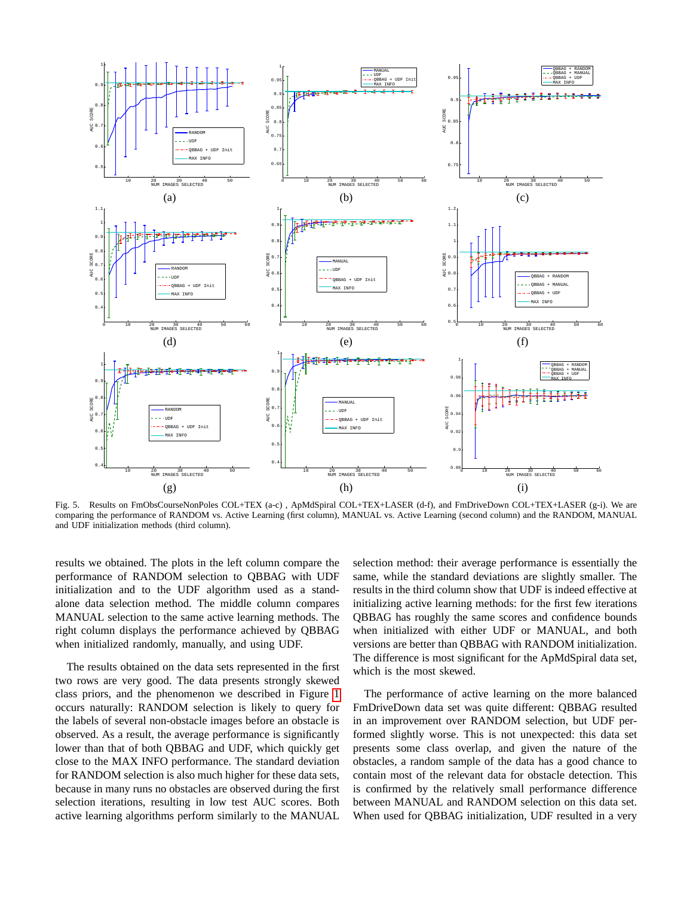Fig. 5. Results on FmObsCourseNonPoles COL+TEX (a-c) , ApMdSpiral COL+TEX+LASER (d-f), and FmDriveDown COL+TEX+LASER (g-i). We are comparing the performance of RANDOM vs. Active Learning (first column), MANUAL vs. Active Learning (second column) and the RANDOM, MANUAL and UDF initialization methods (third column).

results we obtained. The plots in the left column compare the performance of RANDOM selection to QBBAG with UDF initialization and to the UDF algorithm used as a stand-alone data selection method. The middle column compares MANUAL selection to the same active learning methods. The right column displays the performance achieved by QBBAG when initialized randomly, manually, and using UDF.

The results obtained on the data sets represented in the first two rows are very good. The data presents strongly skewed class priors, and the phenomenon we described in Figure 1 occurs naturally: RANDOM selection is likely to query for the labels of several non-obstacle images before an obstacle is observed. As a result, the average performance is significantly lower than that of both QBBAG and UDF, which quickly get close to the MAX INFO performance. The standard deviation for RANDOM selection is also much higher for these data sets, because in many runs no obstacles are observed during the first selection iterations, resulting in low test AUC scores. Both active learning algorithms perform similarly to the MANUAL selection method: their average performance is essentially the same, while the standard deviations are slightly smaller. The results in the third column show that UDF is indeed effective at initializing active learning methods: for the first few iterations QBBAG has roughly the same scores and confidence bounds when initialized with either UDF or MANUAL, and both versions are better than QBBAG with RANDOM initialization. The difference is most significant for the ApMdSpiral data set, which is the most skewed.

The performance of active learning on the more balanced FmDriveDown data set was quite different: QBBAG resulted in an improvement over RANDOM selection, but UDF performed slightly worse. This is not unexpected: this data set presents some class overlap, and given the nature of the obstacles, a random sample of the data has a good chance to contain most of the relevant data for obstacle detection. This is confirmed by the relatively small performance difference between MANUAL and RANDOM selection on this data set. When used for QBBAG initialization, UDF resulted in a very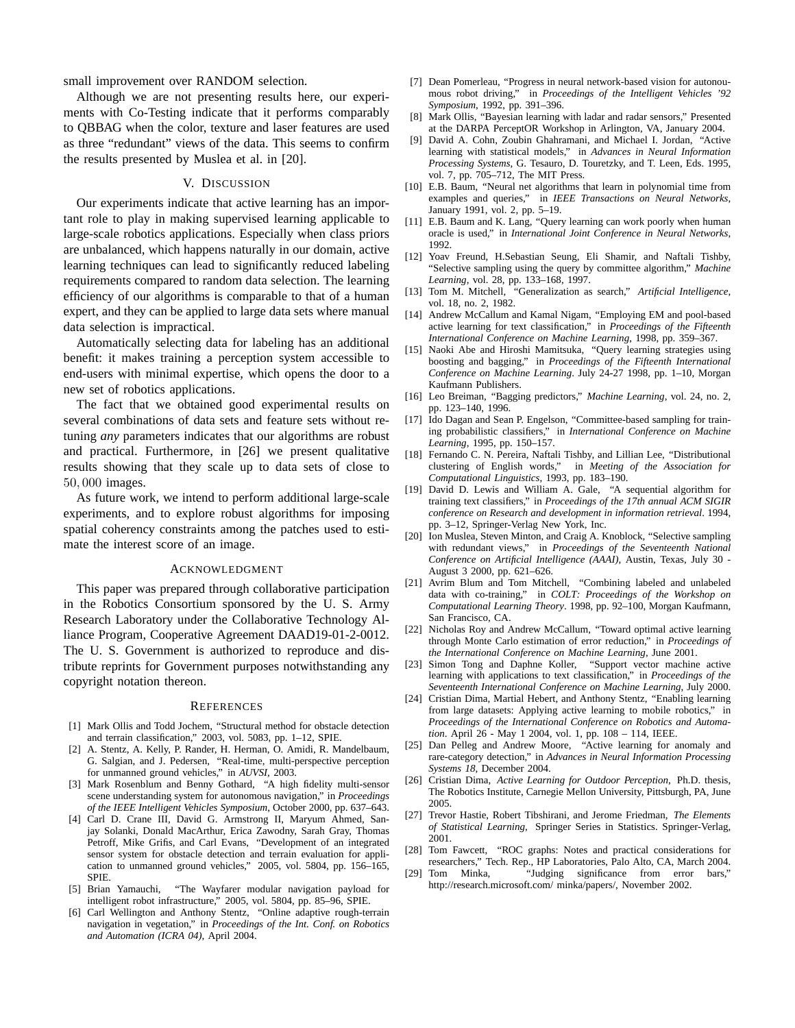small improvement over RANDOM selection.

Although we are not presenting results here, our experiments with Co-Testing indicate that it performs comparably to QBBAG when the color, texture and laser features are used as three "redundant" views of the data. This seems to confirm the results presented by Muslea et al. in [20].

## V. Discussion

Our experiments indicate that active learning has an important role to play in making supervised learning applicable to large-scale robotics applications. Especially when class priors are unbalanced, which happens naturally in our domain, active learning techniques can lead to significantly reduced labeling requirements compared to random data selection. The learning efficiency of our algorithms is comparable to that of a human expert, and they can be applied to large data sets where manual data selection is impractical.

Automatically selecting data for labeling has an additional benefit: it makes training a perception system accessible to end-users with minimal expertise, which opens the door to a new set of robotics applications.

The fact that we obtained good experimental results on several combinations of data sets and feature sets without retuning *any* parameters indicates that our algorithms are robust and practical. Furthermore, in [26] we present qualitative results showing that they scale up to data sets of close to $50,000$ images.

As future work, we intend to perform additional large-scale experiments, and to explore robust algorithms for imposing spatial coherency constraints among the patches used to estimate the interest score of an image.

## Acknowledgment

This paper was prepared through collaborative participation in the Robotics Consortium sponsored by the U. S. Army Research Laboratory under the Collaborative Technology Alliance Program, Cooperative Agreement DAAD19-01-2-0012. The U. S. Government is authorized to reproduce and distribute reprints for Government purposes notwithstanding any copyright notation thereon.

## References

[1] Mark Ollis and Todd Jochem, "Structural method for obstacle detection and terrain classification," 2003, vol. 5083, pp. 1–12, SPIE.

[2] A. Stentz, A. Kelly, P. Rander, H. Herman, O. Amidi, R. Mandelbaum, G. Salgian, and J. Pedersen, "Real-time, multi-perspective perception for unmanned ground vehicles," in *AUVSI*, 2003.

[3] Mark Rosenblum and Benny Gothard, "A high fidelity multi-sensor scene understanding system for autonomous navigation," in *Proceedings of the IEEE Intelligent Vehicles Symposium*, October 2000, pp. 637–643.

[4] Carl D. Crane III, David G. Armstrong II, Maryum Ahmed, Sanjay Solanki, Donald MacArthur, Erica Zawodny, Sarah Gray, Thomas Petroff, Mike Grifis, and Carl Evans, "Development of an integrated sensor system for obstacle detection and terrain evaluation for application to unmanned ground vehicles," 2005, vol. 5804, pp. 156–165, SPIE.

[5] Brian Yamauchi, "The Wayfarer modular navigation payload for intelligent robot infrastructure," 2005, vol. 5804, pp. 85–96, SPIE.

[6] Carl Wellington and Anthony Stentz, "Online adaptive rough-terrain navigation in vegetation," in *Proceedings of the Int. Conf. on Robotics and Automation (ICRA 04)*, April 2004.

[7] Dean Pomerleau, "Progress in neural network-based vision for autonomous robot driving," in *Proceedings of the Intelligent Vehicles '92 Symposium*, 1992, pp. 391–396.

[8] Mark Ollis, "Bayesian learning with ladar and radar sensors," Presented at the DARPA PerceptOR Workshop in Arlington, VA, January 2004.

[9] David A. Cohn, Zoubin Ghahramani, and Michael I. Jordan, "Active learning with statistical models," in *Advances in Neural Information Processing Systems*, G. Tesauro, D. Touretzky, and T. Leen, Eds. 1995, vol. 7, pp. 705–712, The MIT Press.

[10] E.B. Baum, "Neural net algorithms that learn in polynomial time from examples and queries," in *IEEE Transactions on Neural Networks*, January 1991, vol. 2, pp. 5–19.

[11] E.B. Baum and K. Lang, "Query learning can work poorly when human oracle is used," in *International Joint Conference in Neural Networks*, 1992.

[12] Yoav Freund, H.Sebastian Seung, Eli Shamir, and Naftali Tishby, "Selective sampling using the query by committee algorithm," *Machine Learning*, vol. 28, pp. 133–168, 1997.

[13] Tom M. Mitchell, "Generalization as search," *Artificial Intelligence*, vol. 18, no. 2, 1982.

[14] Andrew McCallum and Kamal Nigam, "Employing EM and pool-based active learning for text classification," in *Proceedings of the Fifteenth International Conference on Machine Learning*, 1998, pp. 359–367.

[15] Naoki Abe and Hiroshi Mamitsuka, "Query learning strategies using boosting and bagging," in *Proceedings of the Fifteenth International Conference on Machine Learning*. July 24-27 1998, pp. 1–10, Morgan Kaufmann Publishers.

[16] Leo Breiman, "Bagging predictors," *Machine Learning*, vol. 24, no. 2, pp. 123–140, 1996.

[17] Ido Dagan and Sean P. Engelson, "Committee-based sampling for training probabilistic classifiers," in *International Conference on Machine Learning*, 1995, pp. 150–157.

[18] Fernando C. N. Pereira, Naftali Tishby, and Lillian Lee, "Distributional clustering of English words," in *Meeting of the Association for Computational Linguistics*, 1993, pp. 183–190.

[19] David D. Lewis and William A. Gale, "A sequential algorithm for training text classifiers," in *Proceedings of the 17th annual ACM SIGIR conference on Research and development in information retrieval*. 1994, pp. 3–12, Springer-Verlag New York, Inc.

[20] Ion Muslea, Steven Minton, and Craig A. Knoblock, "Selective sampling with redundant views," in *Proceedings of the Seventeenth National Conference on Artificial Intelligence (AAAI)*, Austin, Texas, July 30 - August 3 2000, pp. 621–626.

[21] Avrim Blum and Tom Mitchell, "Combining labeled and unlabeled data with co-training," in *COLT: Proceedings of the Workshop on Computational Learning Theory*. 1998, pp. 92–100, Morgan Kaufmann, San Francisco, CA.

[22] Nicholas Roy and Andrew McCallum, "Toward optimal active learning through Monte Carlo estimation of error reduction," in *Proceedings of the International Conference on Machine Learning*, June 2001.

[23] Simon Tong and Daphne Koller, "Support vector machine active learning with applications to text classification," in *Proceedings of the Seventeenth International Conference on Machine Learning*, July 2000.

[24] Cristian Dima, Martial Hebert, and Anthony Stentz, "Enabling learning from large datasets: Applying active learning to mobile robotics," in *Proceedings of the International Conference on Robotics and Automation*. April 26 - May 1 2004, vol. 1, pp. 108 – 114, IEEE.

[25] Dan Pelleg and Andrew Moore, "Active learning for anomaly and rare-category detection," in *Advances in Neural Information Processing Systems 18*, December 2004.

[26] Cristian Dima, *Active Learning for Outdoor Perception*, Ph.D. thesis, The Robotics Institute, Carnegie Mellon University, Pittsburgh, PA, June 2005.

[27] Trevor Hastie, Robert Tibshirani, and Jerome Friedman, *The Elements of Statistical Learning*, Springer Series in Statistics. Springer-Verlag, 2001.

[28] Tom Fawcett, "ROC graphs: Notes and practical considerations for researchers," Tech. Rep., HP Laboratories, Palo Alto, CA, March 2004.

[29] Tom Minka, "Judging significance from error bars," http://research.microsoft.com/ minka/papers/, November 2002.